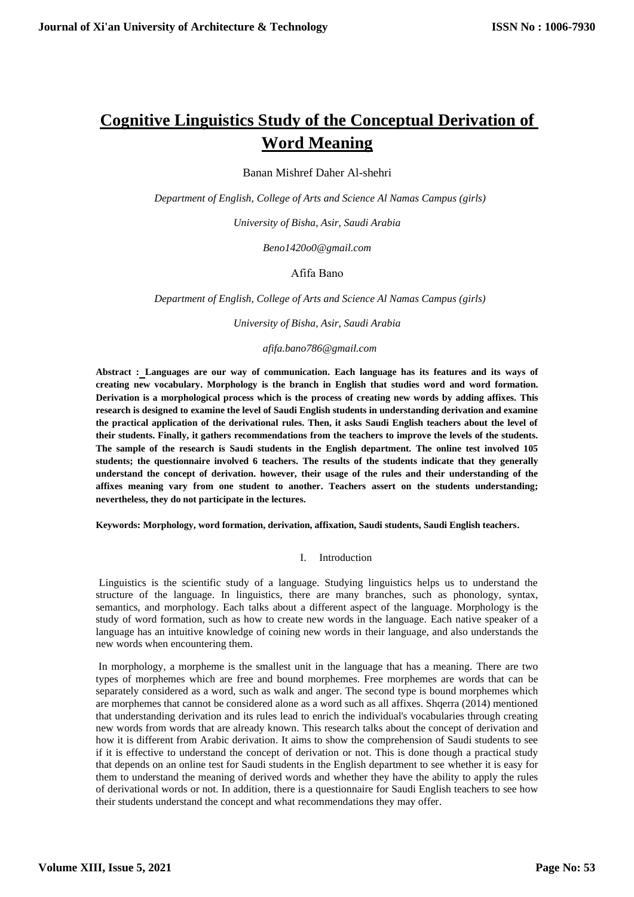# Cognitive Linguistics Study of the Conceptual Derivation of Word Meaning

Banan Mishref Daher Al-shehri

*Department of English, College of Arts and Science Al Namas Campus (girls)*

*University of Bisha, Asir, Saudi Arabia*

*Beno1420o0@gmail.com*

Afifa Bano

*Department of English, College of Arts and Science Al Namas Campus (girls)*

*University of Bisha, Asir, Saudi Arabia*

*afifa.bano786@gmail.com*

**Abstract : Languages are our way of communication. Each language has its features and its ways of creating new vocabulary. Morphology is the branch in English that studies word and word formation. Derivation is a morphological process which is the process of creating new words by adding affixes. This research is designed to examine the level of Saudi English students in understanding derivation and examine the practical application of the derivational rules. Then, it asks Saudi English teachers about the level of their students. Finally, it gathers recommendations from the teachers to improve the levels of the students. The sample of the research is Saudi students in the English department. The online test involved 105 students; the questionnaire involved 6 teachers. The results of the students indicate that they generally understand the concept of derivation. however, their usage of the rules and their understanding of the affixes meaning vary from one student to another. Teachers assert on the students understanding; nevertheless, they do not participate in the lectures.**

**Keywords: Morphology, word formation, derivation, affixation, Saudi students, Saudi English teachers.**

## I. Introduction

Linguistics is the scientific study of a language. Studying linguistics helps us to understand the structure of the language. In linguistics, there are many branches, such as phonology, syntax, semantics, and morphology. Each talks about a different aspect of the language. Morphology is the study of word formation, such as how to create new words in the language. Each native speaker of a language has an intuitive knowledge of coining new words in their language, and also understands the new words when encountering them.

In morphology, a morpheme is the smallest unit in the language that has a meaning. There are two types of morphemes which are free and bound morphemes. Free morphemes are words that can be separately considered as a word, such as walk and anger. The second type is bound morphemes which are morphemes that cannot be considered alone as a word such as all affixes. Shqerra (2014) mentioned that understanding derivation and its rules lead to enrich the individual's vocabularies through creating new words from words that are already known. This research talks about the concept of derivation and how it is different from Arabic derivation. It aims to show the comprehension of Saudi students to see if it is effective to understand the concept of derivation or not. This is done though a practical study that depends on an online test for Saudi students in the English department to see whether it is easy for them to understand the meaning of derived words and whether they have the ability to apply the rules of derivational words or not. In addition, there is a questionnaire for Saudi English teachers to see how their students understand the concept and what recommendations they may offer.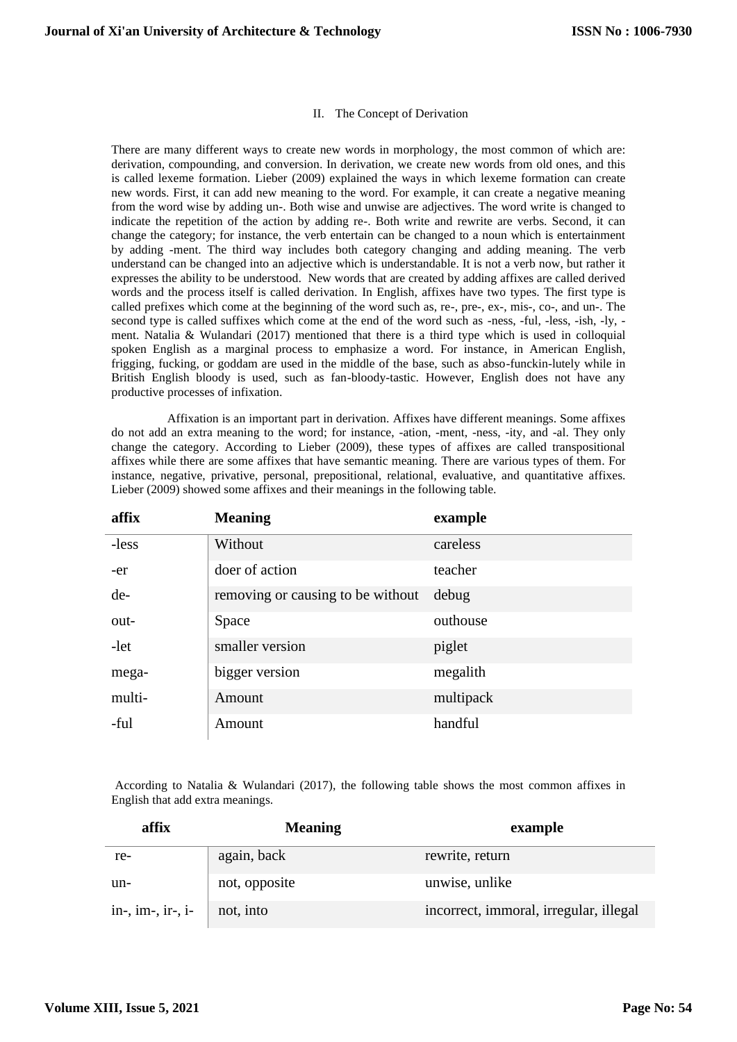## II. The Concept of Derivation

There are many different ways to create new words in morphology, the most common of which are: derivation, compounding, and conversion. In derivation, we create new words from old ones, and this is called lexeme formation. Lieber (2009) explained the ways in which lexeme formation can create new words. First, it can add new meaning to the word. For example, it can create a negative meaning from the word wise by adding un-. Both wise and unwise are adjectives. The word write is changed to indicate the repetition of the action by adding re-. Both write and rewrite are verbs. Second, it can change the category; for instance, the verb entertain can be changed to a noun which is entertainment by adding -ment. The third way includes both category changing and adding meaning. The verb understand can be changed into an adjective which is understandable. It is not a verb now, but rather it expresses the ability to be understood. New words that are created by adding affixes are called derived words and the process itself is called derivation. In English, affixes have two types. The first type is called prefixes which come at the beginning of the word such as, re-, pre-, ex-, mis-, co-, and un-. The second type is called suffixes which come at the end of the word such as -ness, -ful, -less, -ish, -ly, -ment. Natalia & Wulandari (2017) mentioned that there is a third type which is used in colloquial spoken English as a marginal process to emphasize a word. For instance, in American English, frigging, fucking, or goddam are used in the middle of the base, such as abso-funckin-lutely while in British English bloody is used, such as fan-bloody-tastic. However, English does not have any productive processes of infixation.

Affixation is an important part in derivation. Affixes have different meanings. Some affixes do not add an extra meaning to the word; for instance, -ation, -ment, -ness, -ity, and -al. They only change the category. According to Lieber (2009), these types of affixes are called transpositional affixes while there are some affixes that have semantic meaning. There are various types of them. For instance, negative, privative, personal, prepositional, relational, evaluative, and quantitative affixes. Lieber (2009) showed some affixes and their meanings in the following table.

| affix | Meaning | example |
|---|---|---|
| -less | Without | careless |
| -er | doer of action | teacher |
| de- | removing or causing to be without | debug |
| out- | Space | outhouse |
| -let | smaller version | piglet |
| mega- | bigger version | megalith |
| multi- | Amount | multipack |
| -ful | Amount | handful |

According to Natalia & Wulandari (2017), the following table shows the most common affixes in English that add extra meanings.

| affix | Meaning | example |
|---|---|---|
| re- | again, back | rewrite, return |
| un- | not, opposite | unwise, unlike |
| in-, im-, ir-, i- | not, into | incorrect, immoral, irregular, illegal |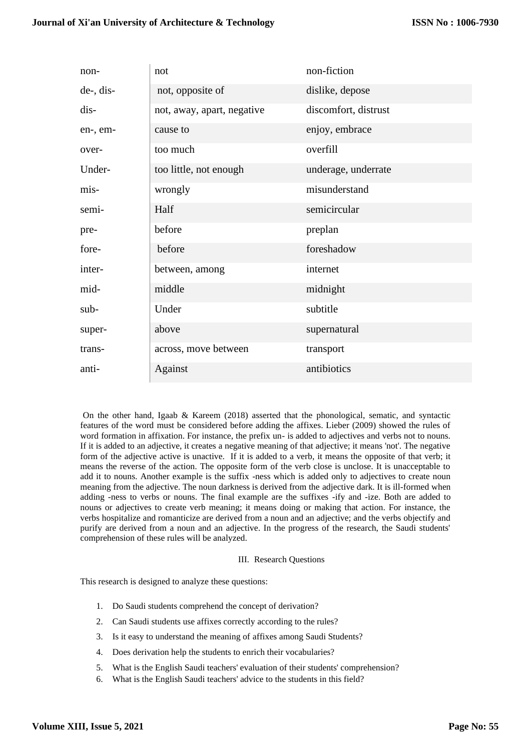| non- | not | non-fiction |
|---|---|---|
| de-, dis- | not, opposite of | dislike, depose |
| dis- | not, away, apart, negative | discomfort, distrust |
| en-, em- | cause to | enjoy, embrace |
| over- | too much | overfill |
| Under- | too little, not enough | underage, underrate |
| mis- | wrongly | misunderstand |
| semi- | Half | semicircular |
| pre- | before | preplan |
| fore- | before | foreshadow |
| inter- | between, among | internet |
| mid- | middle | midnight |
| sub- | Under | subtitle |
| super- | above | supernatural |
| trans- | across, move between | transport |
| anti- | Against | antibiotics |

On the other hand, Igaab & Kareem (2018) asserted that the phonological, sematic, and syntactic features of the word must be considered before adding the affixes. Lieber (2009) showed the rules of word formation in affixation. For instance, the prefix un- is added to adjectives and verbs not to nouns. If it is added to an adjective, it creates a negative meaning of that adjective; it means 'not'. The negative form of the adjective active is unactive. If it is added to a verb, it means the opposite of that verb; it means the reverse of the action. The opposite form of the verb close is unclose. It is unacceptable to add it to nouns. Another example is the suffix -ness which is added only to adjectives to create noun meaning from the adjective. The noun darkness is derived from the adjective dark. It is ill-formed when adding -ness to verbs or nouns. The final example are the suffixes -ify and -ize. Both are added to nouns or adjectives to create verb meaning; it means doing or making that action. For instance, the verbs hospitalize and romanticize are derived from a noun and an adjective; and the verbs objectify and purify are derived from a noun and an adjective. In the progress of the research, the Saudi students' comprehension of these rules will be analyzed.

## III. Research Questions

This research is designed to analyze these questions:

1. Do Saudi students comprehend the concept of derivation?
2. Can Saudi students use affixes correctly according to the rules?
3. Is it easy to understand the meaning of affixes among Saudi Students?
4. Does derivation help the students to enrich their vocabularies?
5. What is the English Saudi teachers' evaluation of their students' comprehension?
6. What is the English Saudi teachers' advice to the students in this field?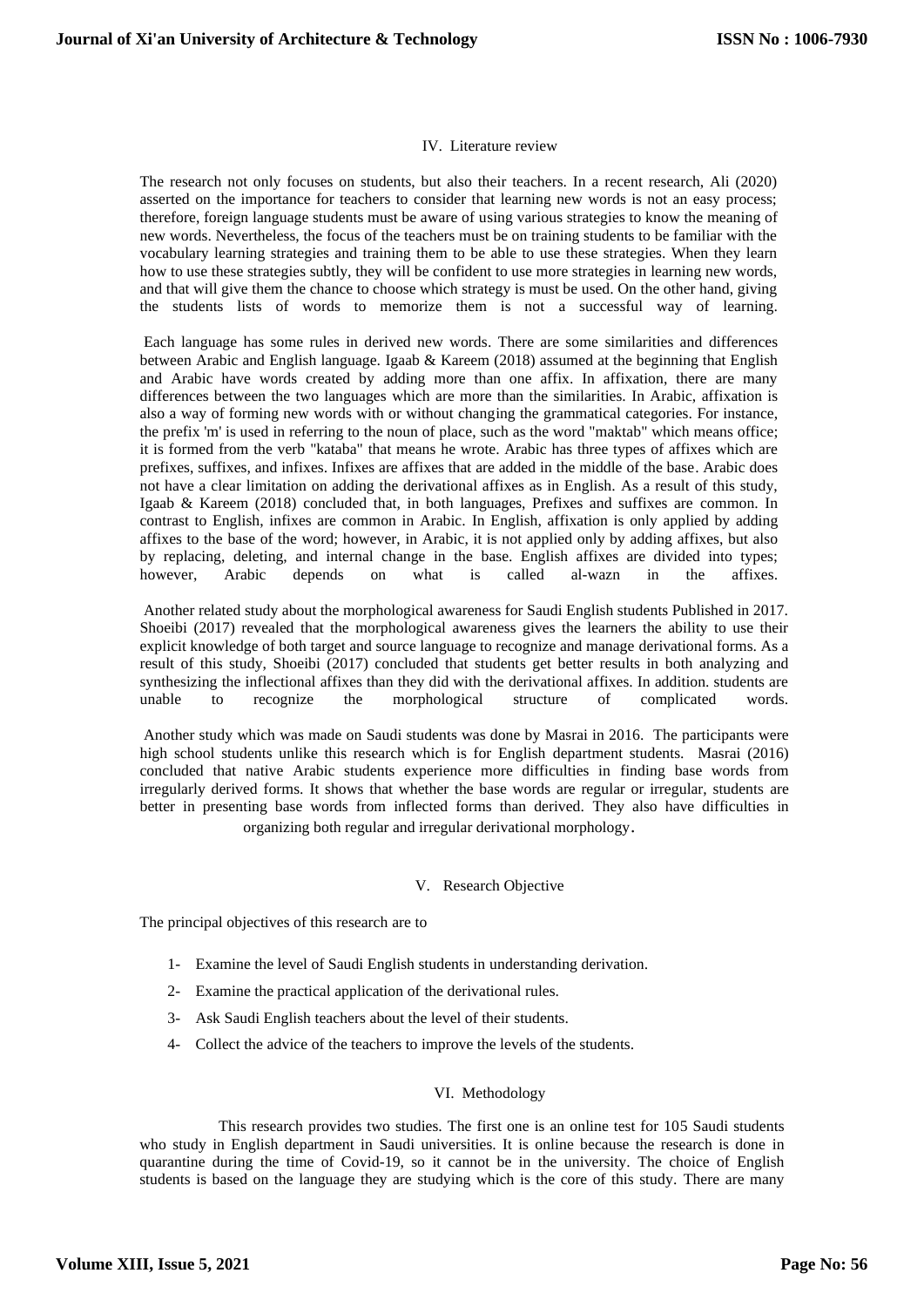## IV. Literature review

The research not only focuses on students, but also their teachers. In a recent research, Ali (2020) asserted on the importance for teachers to consider that learning new words is not an easy process; therefore, foreign language students must be aware of using various strategies to know the meaning of new words. Nevertheless, the focus of the teachers must be on training students to be familiar with the vocabulary learning strategies and training them to be able to use these strategies. When they learn how to use these strategies subtly, they will be confident to use more strategies in learning new words, and that will give them the chance to choose which strategy is must be used. On the other hand, giving the students lists of words to memorize them is not a successful way of learning.

Each language has some rules in derived new words. There are some similarities and differences between Arabic and English language. Igaab & Kareem (2018) assumed at the beginning that English and Arabic have words created by adding more than one affix. In affixation, there are many differences between the two languages which are more than the similarities. In Arabic, affixation is also a way of forming new words with or without changing the grammatical categories. For instance, the prefix 'm' is used in referring to the noun of place, such as the word "maktab" which means office; it is formed from the verb "kataba" that means he wrote. Arabic has three types of affixes which are prefixes, suffixes, and infixes. Infixes are affixes that are added in the middle of the base. Arabic does not have a clear limitation on adding the derivational affixes as in English. As a result of this study, Igaab & Kareem (2018) concluded that, in both languages, Prefixes and suffixes are common. In contrast to English, infixes are common in Arabic. In English, affixation is only applied by adding affixes to the base of the word; however, in Arabic, it is not applied only by adding affixes, but also by replacing, deleting, and internal change in the base. English affixes are divided into types; however, Arabic depends on what is called al-wazn in the affixes.

Another related study about the morphological awareness for Saudi English students Published in 2017. Shoeibi (2017) revealed that the morphological awareness gives the learners the ability to use their explicit knowledge of both target and source language to recognize and manage derivational forms. As a result of this study, Shoeibi (2017) concluded that students get better results in both analyzing and synthesizing the inflectional affixes than they did with the derivational affixes. In addition. students are unable to recognize the morphological structure of complicated words.

Another study which was made on Saudi students was done by Masrai in 2016. The participants were high school students unlike this research which is for English department students. Masrai (2016) concluded that native Arabic students experience more difficulties in finding base words from irregularly derived forms. It shows that whether the base words are regular or irregular, students are better in presenting base words from inflected forms than derived. They also have difficulties in organizing both regular and irregular derivational morphology.

## V. Research Objective

The principal objectives of this research are to

1- Examine the level of Saudi English students in understanding derivation.

2- Examine the practical application of the derivational rules.

3- Ask Saudi English teachers about the level of their students.

4- Collect the advice of the teachers to improve the levels of the students.

## VI. Methodology

This research provides two studies. The first one is an online test for 105 Saudi students who study in English department in Saudi universities. It is online because the research is done in quarantine during the time of Covid-19, so it cannot be in the university. The choice of English students is based on the language they are studying which is the core of this study. There are many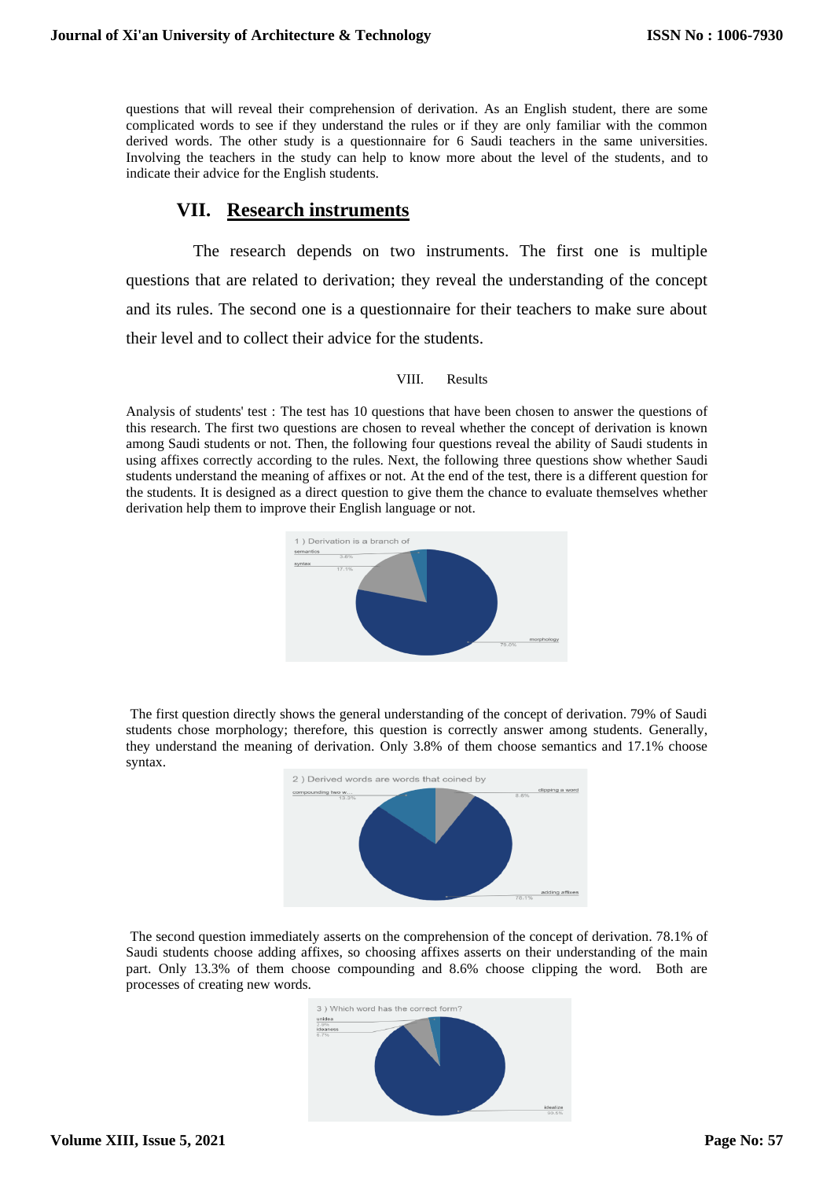questions that will reveal their comprehension of derivation. As an English student, there are some complicated words to see if they understand the rules or if they are only familiar with the common derived words. The other study is a questionnaire for 6 Saudi teachers in the same universities. Involving the teachers in the study can help to know more about the level of the students, and to indicate their advice for the English students.

## VII. Research instruments

The research depends on two instruments. The first one is multiple questions that are related to derivation; they reveal the understanding of the concept and its rules. The second one is a questionnaire for their teachers to make sure about their level and to collect their advice for the students.

## VIII. Results

Analysis of students' test : The test has 10 questions that have been chosen to answer the questions of this research. The first two questions are chosen to reveal whether the concept of derivation is known among Saudi students or not. Then, the following four questions reveal the ability of Saudi students in using affixes correctly according to the rules. Next, the following three questions show whether Saudi students understand the meaning of affixes or not. At the end of the test, there is a different question for the students. It is designed as a direct question to give them the chance to evaluate themselves whether derivation help them to improve their English language or not.

1 ) Derivation is a branch of

semantics 3.8%
syntax 17.1%
morphology 79.0%

The first question directly shows the general understanding of the concept of derivation. 79% of Saudi students chose morphology; therefore, this question is correctly answer among students. Generally, they understand the meaning of derivation. Only 3.8% of them choose semantics and 17.1% choose syntax.

2 ) Derived words are words that coined by

compounding two w... 13.3%
clipping a word 8.6%
adding affixes 78.1%

The second question immediately asserts on the comprehension of the concept of derivation. 78.1% of Saudi students choose adding affixes, so choosing affixes asserts on their understanding of the main part. Only 13.3% of them choose compounding and 8.6% choose clipping the word. Both are processes of creating new words.

3 ) Which word has the correct form?

unidea 2.9%
ideaness 6.7%
idealize 90.5%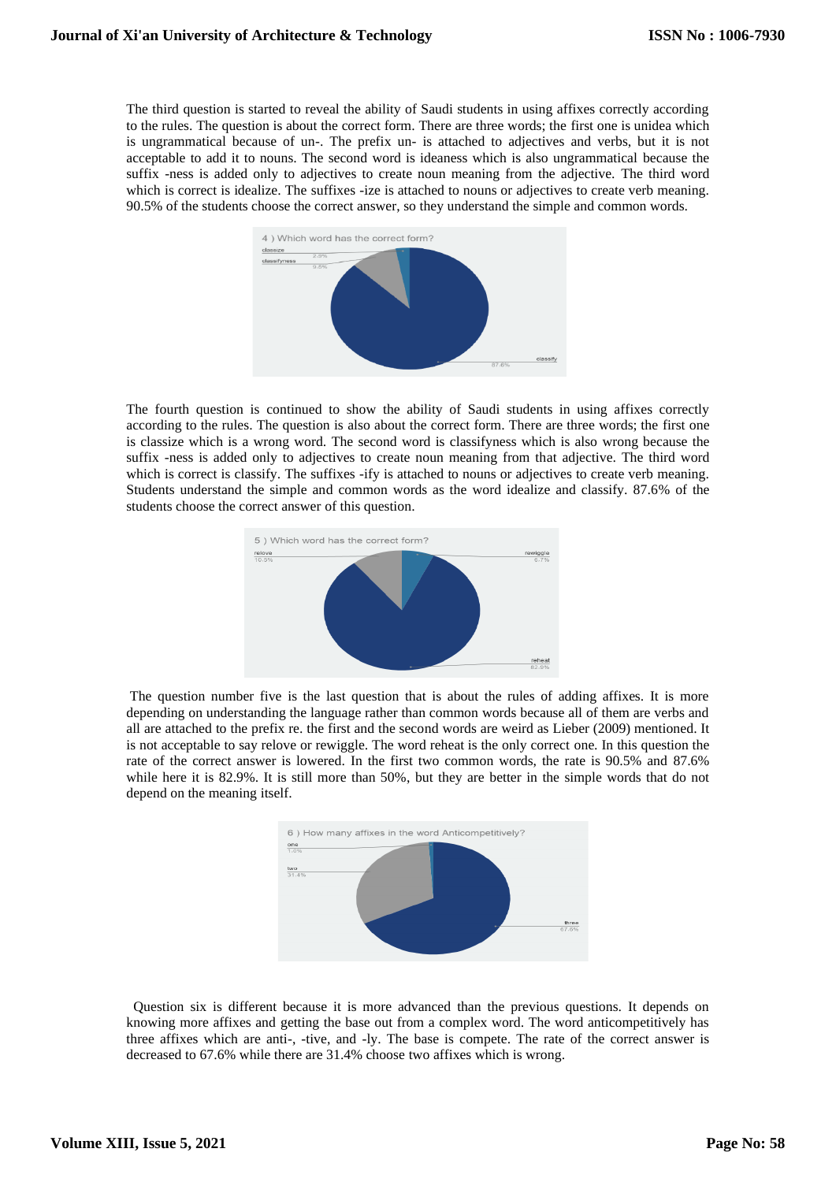The third question is started to reveal the ability of Saudi students in using affixes correctly according to the rules. The question is about the correct form. There are three words; the first one is unidea which is ungrammatical because of un-. The prefix un- is attached to adjectives and verbs, but it is not acceptable to add it to nouns. The second word is ideaness which is also ungrammatical because the suffix -ness is added only to adjectives to create noun meaning from the adjective. The third word which is correct is idealize. The suffixes -ize is attached to nouns or adjectives to create verb meaning. 90.5% of the students choose the correct answer, so they understand the simple and common words.

4 ) Which word has the correct form?

classize 2.9%
classifyness 9.5%
classify 87.6%

The fourth question is continued to show the ability of Saudi students in using affixes correctly according to the rules. The question is also about the correct form. There are three words; the first one is classize which is a wrong word. The second word is classifyness which is also wrong because the suffix -ness is added only to adjectives to create noun meaning from that adjective. The third word which is correct is classify. The suffixes -ify is attached to nouns or adjectives to create verb meaning. Students understand the simple and common words as the word idealize and classify. 87.6% of the students choose the correct answer of this question.

5 ) Which word has the correct form?

relove 10.5%
rewiggle 6.7%
reheat 82.9%

The question number five is the last question that is about the rules of adding affixes. It is more depending on understanding the language rather than common words because all of them are verbs and all are attached to the prefix re. the first and the second words are weird as Lieber (2009) mentioned. It is not acceptable to say relove or rewiggle. The word reheat is the only correct one. In this question the rate of the correct answer is lowered. In the first two common words, the rate is 90.5% and 87.6% while here it is 82.9%. It is still more than 50%, but they are better in the simple words that do not depend on the meaning itself.

6 ) How many affixes in the word Anticompetitively?

one 1.0%
two 31.4%
three 67.6%

Question six is different because it is more advanced than the previous questions. It depends on knowing more affixes and getting the base out from a complex word. The word anticompetitively has three affixes which are anti-, -tive, and -ly. The base is compete. The rate of the correct answer is decreased to 67.6% while there are 31.4% choose two affixes which is wrong.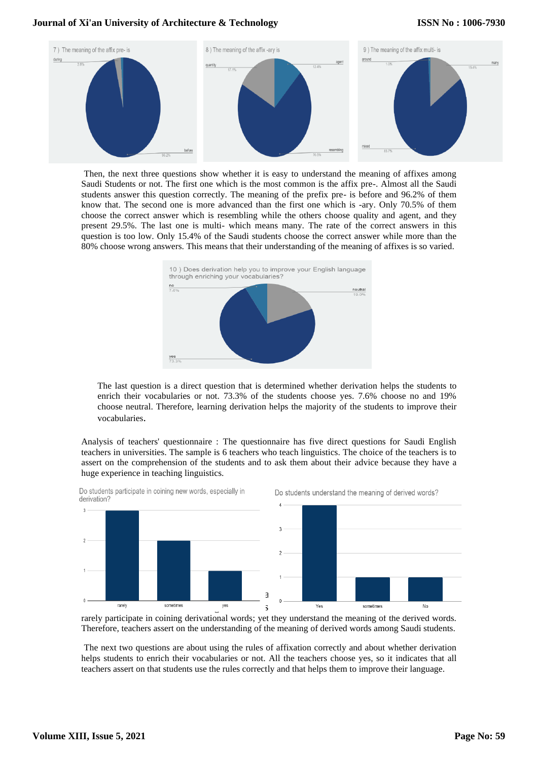Then, the next three questions show whether it is easy to understand the meaning of affixes among Saudi Students or not. The first one which is the most common is the affix pre-. Almost all the Saudi students answer this question correctly. The meaning of the prefix pre- is before and 96.2% of them know that. The second one is more advanced than the first one which is -ary. Only 70.5% of them choose the correct answer which is resembling while the others choose quality and agent, and they present 29.5%. The last one is multi- which means many. The rate of the correct answers in this question is too low. Only 15.4% of the Saudi students choose the correct answer while more than the 80% choose wrong answers. This means that their understanding of the meaning of affixes is so varied.

The last question is a direct question that is determined whether derivation helps the students to enrich their vocabularies or not. 73.3% of the students choose yes. 7.6% choose no and 19% choose neutral. Therefore, learning derivation helps the majority of the students to improve their vocabularies.

Analysis of teachers' questionnaire : The questionnaire has five direct questions for Saudi English teachers in universities. The sample is 6 teachers who teach linguistics. The choice of the teachers is to assert on the comprehension of the students and to ask them about their advice because they have a huge experience in teaching linguistics.

rarely participate in coining derivational words; yet they understand the meaning of the derived words. Therefore, teachers assert on the understanding of the meaning of derived words among Saudi students.

The next two questions are about using the rules of affixation correctly and about whether derivation helps students to enrich their vocabularies or not. All the teachers choose yes, so it indicates that all teachers assert on that students use the rules correctly and that helps them to improve their language.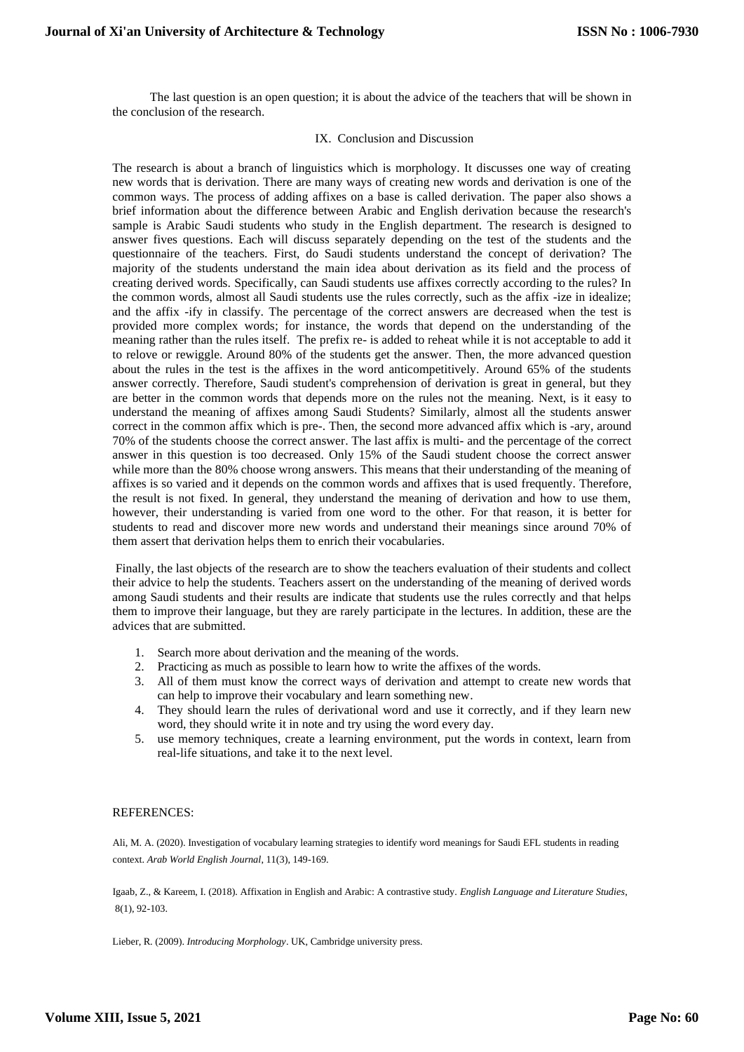The last question is an open question; it is about the advice of the teachers that will be shown in the conclusion of the research.

## IX. Conclusion and Discussion

The research is about a branch of linguistics which is morphology. It discusses one way of creating new words that is derivation. There are many ways of creating new words and derivation is one of the common ways. The process of adding affixes on a base is called derivation. The paper also shows a brief information about the difference between Arabic and English derivation because the research's sample is Arabic Saudi students who study in the English department. The research is designed to answer fives questions. Each will discuss separately depending on the test of the students and the questionnaire of the teachers. First, do Saudi students understand the concept of derivation? The majority of the students understand the main idea about derivation as its field and the process of creating derived words. Specifically, can Saudi students use affixes correctly according to the rules? In the common words, almost all Saudi students use the rules correctly, such as the affix -ize in idealize; and the affix -ify in classify. The percentage of the correct answers are decreased when the test is provided more complex words; for instance, the words that depend on the understanding of the meaning rather than the rules itself. The prefix re- is added to reheat while it is not acceptable to add it to relove or rewiggle. Around 80% of the students get the answer. Then, the more advanced question about the rules in the test is the affixes in the word anticompetitively. Around 65% of the students answer correctly. Therefore, Saudi student's comprehension of derivation is great in general, but they are better in the common words that depends more on the rules not the meaning. Next, is it easy to understand the meaning of affixes among Saudi Students? Similarly, almost all the students answer correct in the common affix which is pre-. Then, the second more advanced affix which is -ary, around 70% of the students choose the correct answer. The last affix is multi- and the percentage of the correct answer in this question is too decreased. Only 15% of the Saudi student choose the correct answer while more than the 80% choose wrong answers. This means that their understanding of the meaning of affixes is so varied and it depends on the common words and affixes that is used frequently. Therefore, the result is not fixed. In general, they understand the meaning of derivation and how to use them, however, their understanding is varied from one word to the other. For that reason, it is better for students to read and discover more new words and understand their meanings since around 70% of them assert that derivation helps them to enrich their vocabularies.

Finally, the last objects of the research are to show the teachers evaluation of their students and collect their advice to help the students. Teachers assert on the understanding of the meaning of derived words among Saudi students and their results are indicate that students use the rules correctly and that helps them to improve their language, but they are rarely participate in the lectures. In addition, these are the advices that are submitted.

1. Search more about derivation and the meaning of the words.
2. Practicing as much as possible to learn how to write the affixes of the words.
3. All of them must know the correct ways of derivation and attempt to create new words that can help to improve their vocabulary and learn something new.
4. They should learn the rules of derivational word and use it correctly, and if they learn new word, they should write it in note and try using the word every day.
5. use memory techniques, create a learning environment, put the words in context, learn from real-life situations, and take it to the next level.

## REFERENCES:

Ali, M. A. (2020). Investigation of vocabulary learning strategies to identify word meanings for Saudi EFL students in reading context. *Arab World English Journal*, 11(3), 149-169.

Igaab, Z., & Kareem, I. (2018). Affixation in English and Arabic: A contrastive study. *English Language and Literature Studies*, 8(1), 92-103.

Lieber, R. (2009). *Introducing Morphology*. UK, Cambridge university press.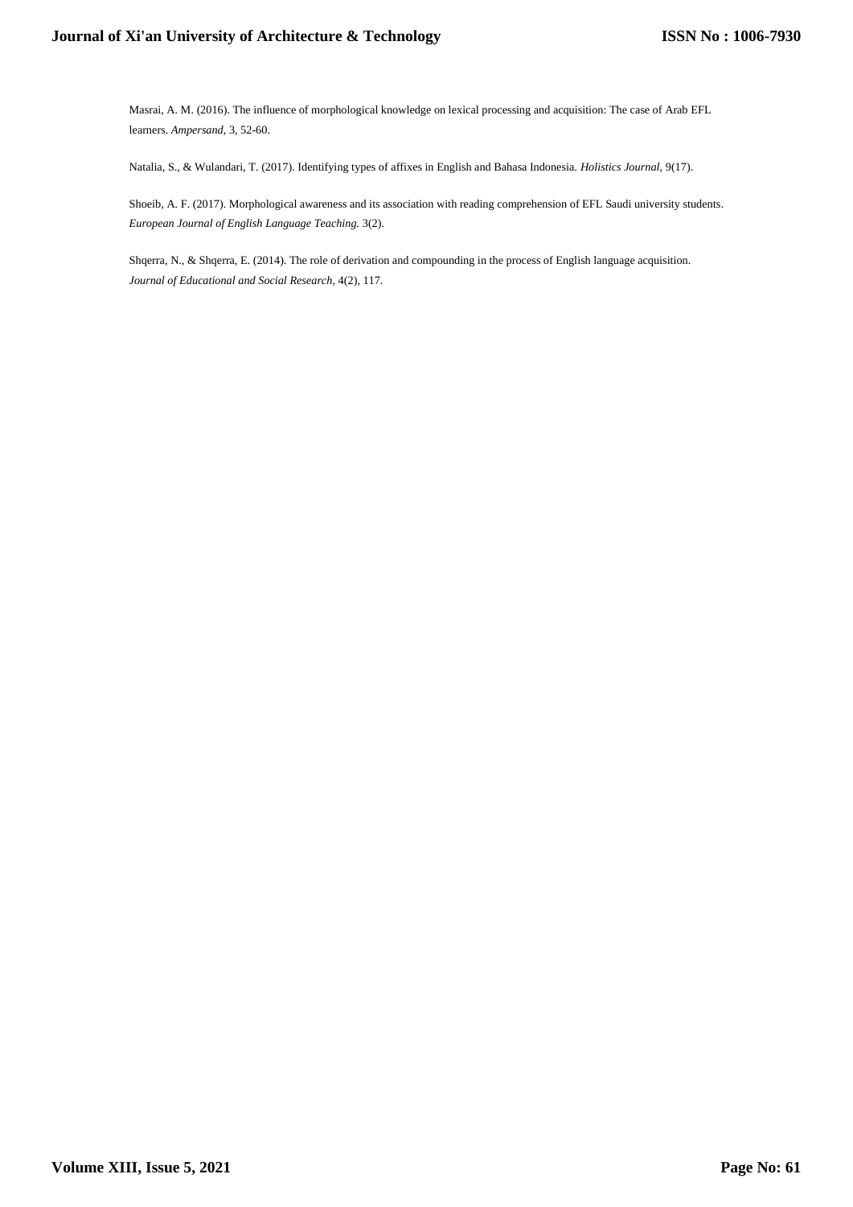Masrai, A. M. (2016). The influence of morphological knowledge on lexical processing and acquisition: The case of Arab EFL learners. *Ampersand*, 3, 52-60.

Natalia, S., & Wulandari, T. (2017). Identifying types of affixes in English and Bahasa Indonesia. *Holistics Journal*, 9(17).

Shoeib, A. F. (2017). Morphological awareness and its association with reading comprehension of EFL Saudi university students. *European Journal of English Language Teaching.* 3(2).

Shqerra, N., & Shqerra, E. (2014). The role of derivation and compounding in the process of English language acquisition. *Journal of Educational and Social Research*, 4(2), 117.